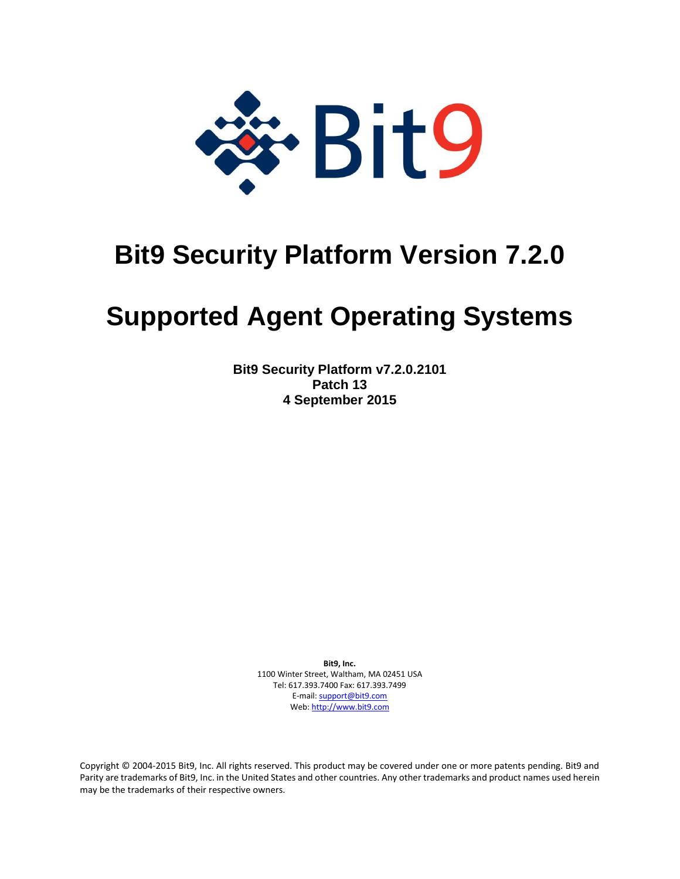# Bit9 Security Platform Version 7.2.0

# Supported Agent Operating Systems

**Bit9 Security Platform v7.2.0.2101**
**Patch 13**
**4 September 2015**

**Bit9, Inc.**
1100 Winter Street, Waltham, MA 02451 USA
Tel: 617.393.7400 Fax: 617.393.7499
E-mail: support@bit9.com
Web: http://www.bit9.com

Copyright © 2004-2015 Bit9, Inc. All rights reserved. This product may be covered under one or more patents pending. Bit9 and Parity are trademarks of Bit9, Inc. in the United States and other countries. Any other trademarks and product names used herein may be the trademarks of their respective owners.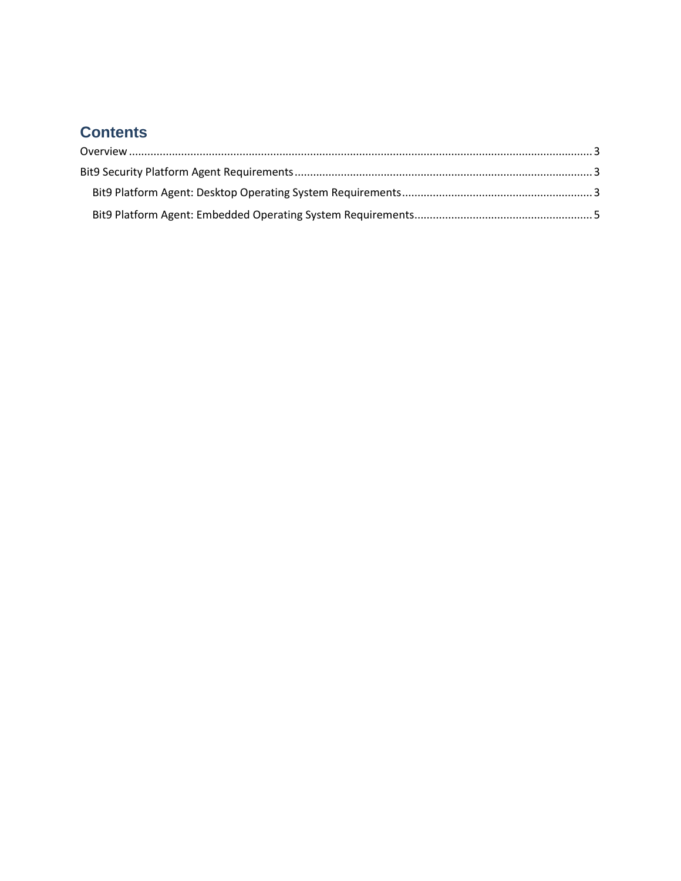# Contents

Overview ........................................................................................................................................... 3

Bit9 Security Platform Agent Requirements ................................................................................... 3

- Bit9 Platform Agent: Desktop Operating System Requirements ............................................................. 3
- Bit9 Platform Agent: Embedded Operating System Requirements ......................................................... 5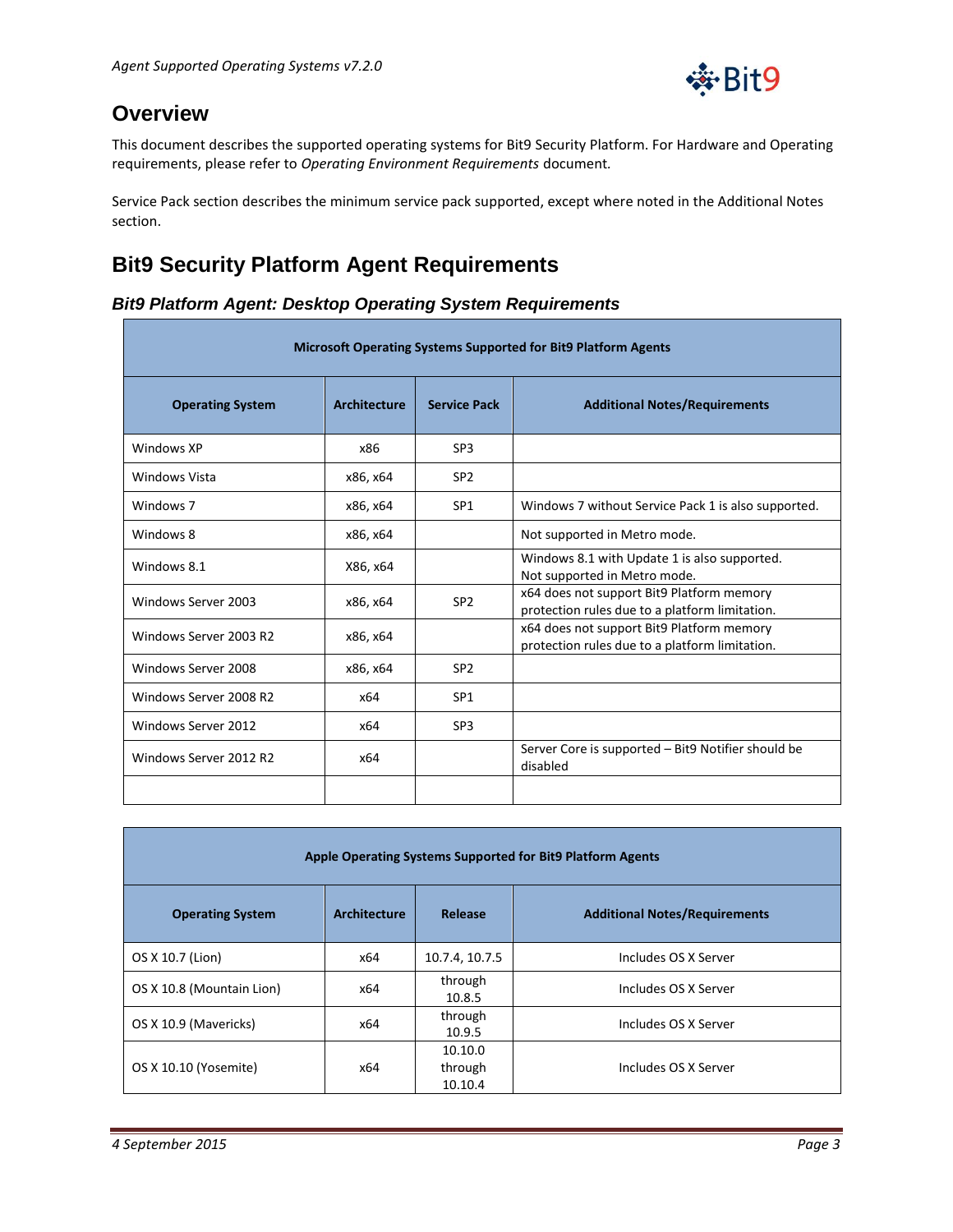## Overview

This document describes the supported operating systems for Bit9 Security Platform. For Hardware and Operating requirements, please refer to *Operating Environment Requirements* document.

Service Pack section describes the minimum service pack supported, except where noted in the Additional Notes section.

## Bit9 Security Platform Agent Requirements

### *Bit9 Platform Agent: Desktop Operating System Requirements*

| Microsoft Operating Systems Supported for Bit9 Platform Agents | | | |
|---|---|---|---|
| **Operating System** | **Architecture** | **Service Pack** | **Additional Notes/Requirements** |
| Windows XP | x86 | SP3 | |
| Windows Vista | x86, x64 | SP2 | |
| Windows 7 | x86, x64 | SP1 | Windows 7 without Service Pack 1 is also supported. |
| Windows 8 | x86, x64 | | Not supported in Metro mode. |
| Windows 8.1 | X86, x64 | | Windows 8.1 with Update 1 is also supported. Not supported in Metro mode. |
| Windows Server 2003 | x86, x64 | SP2 | x64 does not support Bit9 Platform memory protection rules due to a platform limitation. |
| Windows Server 2003 R2 | x86, x64 | | x64 does not support Bit9 Platform memory protection rules due to a platform limitation. |
| Windows Server 2008 | x86, x64 | SP2 | |
| Windows Server 2008 R2 | x64 | SP1 | |
| Windows Server 2012 | x64 | SP3 | |
| Windows Server 2012 R2 | x64 | | Server Core is supported – Bit9 Notifier should be disabled |
| | | | |

| Apple Operating Systems Supported for Bit9 Platform Agents | | | |
|---|---|---|---|
| **Operating System** | **Architecture** | **Release** | **Additional Notes/Requirements** |
| OS X 10.7 (Lion) | x64 | 10.7.4, 10.7.5 | Includes OS X Server |
| OS X 10.8 (Mountain Lion) | x64 | through 10.8.5 | Includes OS X Server |
| OS X 10.9 (Mavericks) | x64 | through 10.9.5 | Includes OS X Server |
| OS X 10.10 (Yosemite) | x64 | 10.10.0 through 10.10.4 | Includes OS X Server |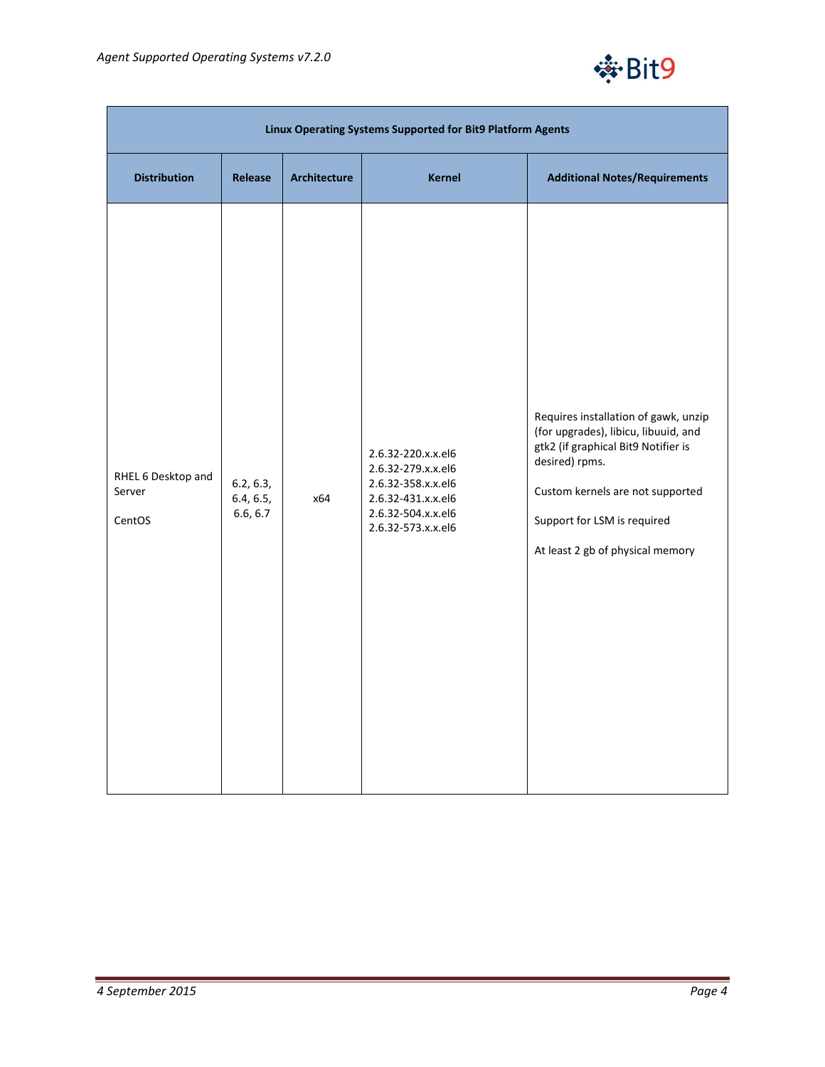| Linux Operating Systems Supported for Bit9 Platform Agents | | | | |
|---|---|---|---|---|
| **Distribution** | **Release** | **Architecture** | **Kernel** | **Additional Notes/Requirements** |
| RHEL 6 Desktop and Server<br><br>CentOS | 6.2, 6.3, 6.4, 6.5, 6.6, 6.7 | x64 | 2.6.32-220.x.x.el6<br>2.6.32-279.x.x.el6<br>2.6.32-358.x.x.el6<br>2.6.32-431.x.x.el6<br>2.6.32-504.x.x.el6<br>2.6.32-573.x.x.el6 | Requires installation of gawk, unzip (for upgrades), libicu, libuuid, and gtk2 (if graphical Bit9 Notifier is desired) rpms.<br><br>Custom kernels are not supported<br><br>Support for LSM is required<br><br>At least 2 gb of physical memory |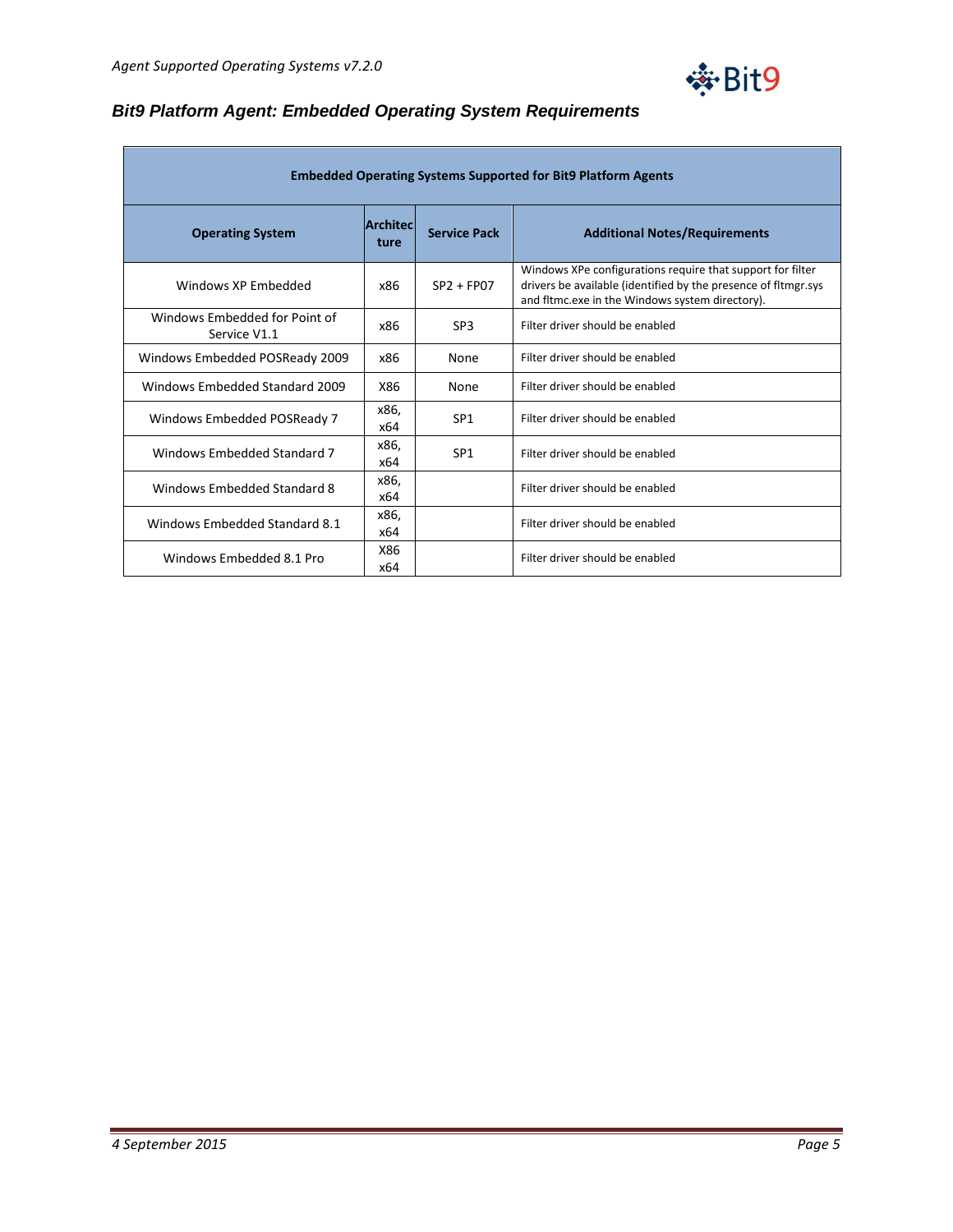## *Bit9 Platform Agent: Embedded Operating System Requirements*

| Embedded Operating Systems Supported for Bit9 Platform Agents | | | |
|---|---|---|---|
| **Operating System** | **Architecture** | **Service Pack** | **Additional Notes/Requirements** |
| Windows XP Embedded | x86 | SP2 + FP07 | Windows XPe configurations require that support for filter drivers be available (identified by the presence of fltmgr.sys and fltmc.exe in the Windows system directory). |
| Windows Embedded for Point of Service V1.1 | x86 | SP3 | Filter driver should be enabled |
| Windows Embedded POSReady 2009 | x86 | None | Filter driver should be enabled |
| Windows Embedded Standard 2009 | X86 | None | Filter driver should be enabled |
| Windows Embedded POSReady 7 | x86, x64 | SP1 | Filter driver should be enabled |
| Windows Embedded Standard 7 | x86, x64 | SP1 | Filter driver should be enabled |
| Windows Embedded Standard 8 | x86, x64 | | Filter driver should be enabled |
| Windows Embedded Standard 8.1 | x86, x64 | | Filter driver should be enabled |
| Windows Embedded 8.1 Pro | X86 x64 | | Filter driver should be enabled |